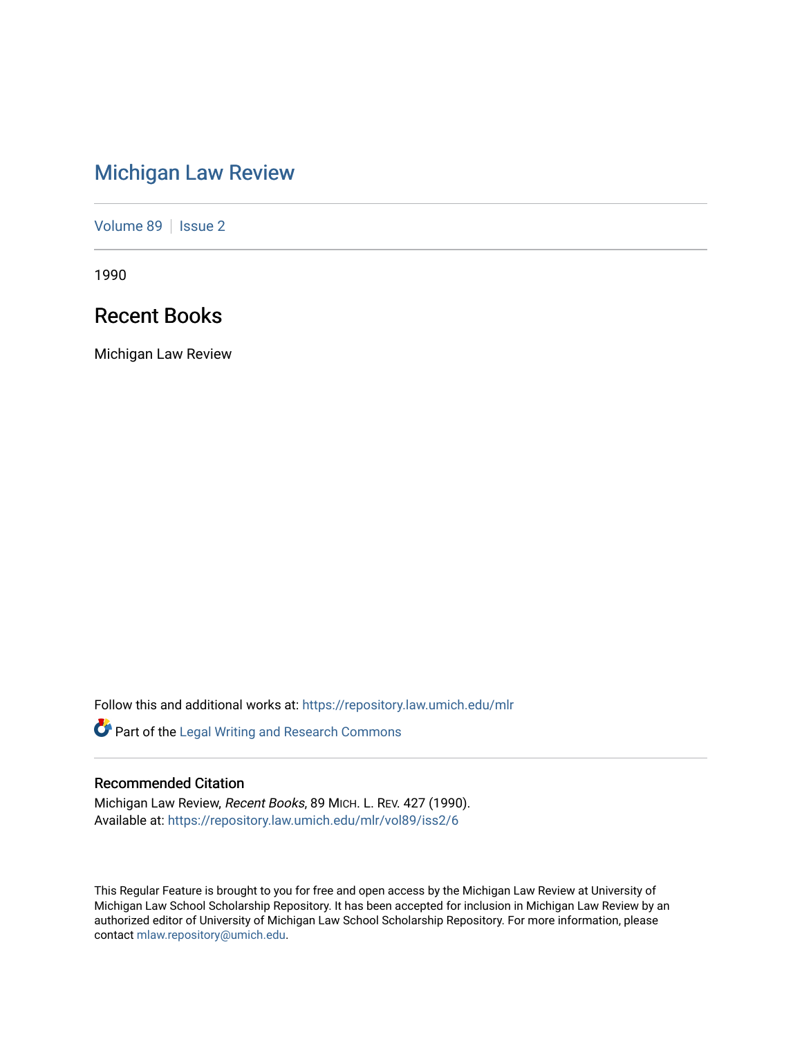# Michigan Law Review

Volume 89 | Issue 2

1990

## Recent Books

Michigan Law Review

Follow this and additional works at: https://repository.law.umich.edu/mlr

Part of the Legal Writing and Research Commons

### Recommended Citation

Michigan Law Review, *Recent Books*, 89 MICH. L. REV. 427 (1990).
Available at: https://repository.law.umich.edu/mlr/vol89/iss2/6

This Regular Feature is brought to you for free and open access by the Michigan Law Review at University of Michigan Law School Scholarship Repository. It has been accepted for inclusion in Michigan Law Review by an authorized editor of University of Michigan Law School Scholarship Repository. For more information, please contact mlaw.repository@umich.edu.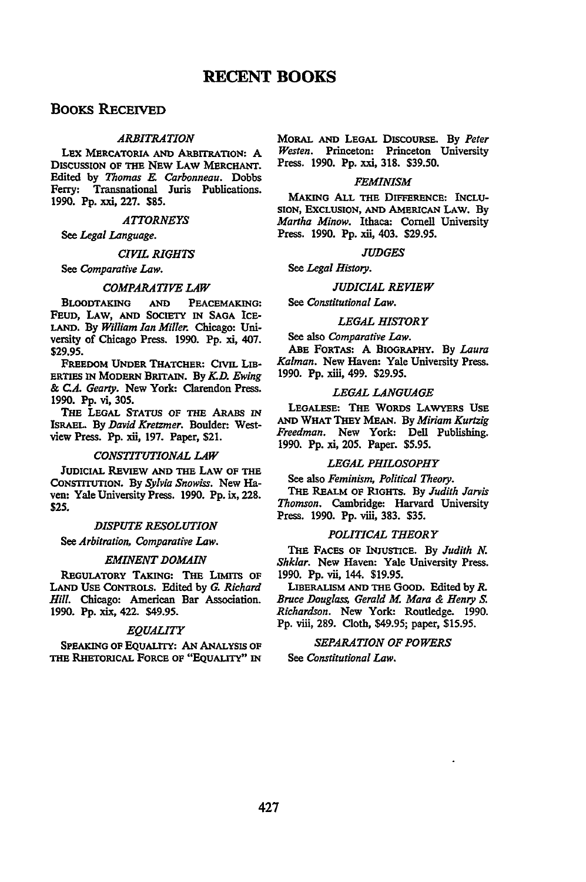# RECENT BOOKS

## Books Received

### *ARBITRATION*

Lex Mercatoria and Arbitration: A Discussion of the New Law Merchant. Edited by *Thomas E. Carbonneau*. Dobbs Ferry: Transnational Juris Publications. 1990. Pp. xxi, 227. $85.

### *ATTORNEYS*

See *Legal Language*.

### *CIVIL RIGHTS*

See *Comparative Law*.

### *COMPARATIVE LAW*

Bloodtaking and Peacemaking: Feud, Law, and Society in Saga Iceland. By *William Ian Miller*. Chicago: University of Chicago Press. 1990. Pp. xi, 407. $29.95.

Freedom Under Thatcher: Civil Liberties in Modern Britain. By *K.D. Ewing & C.A. Gearty*. New York: Clarendon Press. 1990. Pp. vi, 305.

The Legal Status of the Arabs in Israel. By *David Kretzmer*. Boulder: Westview Press. Pp. xii, 197. Paper, $21.

### *CONSTITUTIONAL LAW*

Judicial Review and the Law of the Constitution. By *Sylvia Snowiss*. New Haven: Yale University Press. 1990. Pp. ix, 228. $25.

### *DISPUTE RESOLUTION*

See *Arbitration, Comparative Law*.

### *EMINENT DOMAIN*

Regulatory Taking: The Limits of Land Use Controls. Edited by *G. Richard Hill*. Chicago: American Bar Association. 1990. Pp. xix, 422. $49.95.

### *EQUALITY*

Speaking of Equality: An Analysis of the Rhetorical Force of "Equality" in Moral and Legal Discourse. By *Peter Westen*. Princeton: Princeton University Press. 1990. Pp. xxi, 318. $39.50.

### *FEMINISM*

Making All the Difference: Inclusion, Exclusion, and American Law. By *Martha Minow*. Ithaca: Cornell University Press. 1990. Pp. xii, 403. $29.95.

### *JUDGES*

See *Legal History*.

### *JUDICIAL REVIEW*

See *Constitutional Law*.

### *LEGAL HISTORY*

See also *Comparative Law*.

Abe Fortas: A Biography. By *Laura Kalman*. New Haven: Yale University Press. 1990. Pp. xiii, 499. $29.95.

### *LEGAL LANGUAGE*

Legalese: The Words Lawyers Use and What They Mean. By *Miriam Kurtzig Freedman*. New York: Dell Publishing. 1990. Pp. xi, 205. Paper. $5.95.

### *LEGAL PHILOSOPHY*

See also *Feminism, Political Theory*.

The Realm of Rights. By *Judith Jarvis Thomson*. Cambridge: Harvard University Press. 1990. Pp. viii, 383. $35.

### *POLITICAL THEORY*

The Faces of Injustice. By *Judith N. Shklar*. New Haven: Yale University Press. 1990. Pp. vii, 144. $19.95.

Liberalism and the Good. Edited by *R. Bruce Douglass, Gerald M. Mara & Henry S. Richardson*. New York: Routledge. 1990. Pp. viii, 289. Cloth, $49.95; paper, $15.95.

### *SEPARATION OF POWERS*

See *Constitutional Law*.